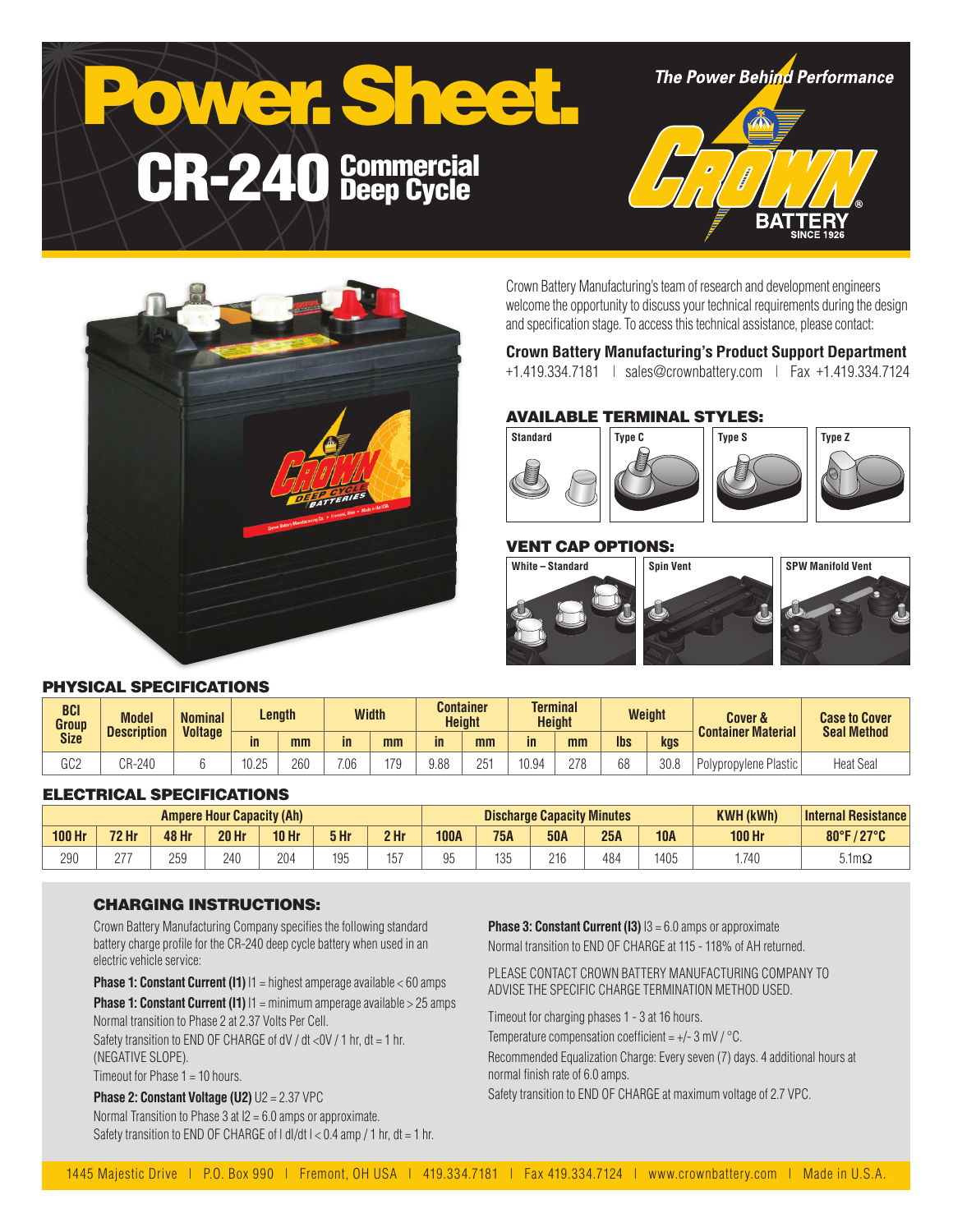# Power. Sheet.

## CR-240 Commercial Deep Cycle

*The Power Behind Performance*

CROWN BATTERY SINCE 1926

Crown Battery Manufacturing's team of research and development engineers welcome the opportunity to discuss your technical requirements during the design and specification stage. To access this technical assistance, please contact:

**Crown Battery Manufacturing's Product Support Department**
+1.419.334.7181 | sales@crownbattery.com | Fax +1.419.334.7124

### AVAILABLE TERMINAL STYLES:

Standard | Type C | Type S | Type Z

### VENT CAP OPTIONS:

White – Standard | Spin Vent | SPW Manifold Vent

### PHYSICAL SPECIFICATIONS

| BCI Group Size | Model Description | Nominal Voltage | Length | | Width | | Container Height | | Terminal Height | | Weight | | Cover & Container Material | Case to Cover Seal Method |
|---|---|---|---|---|---|---|---|---|---|---|---|---|---|---|
| | | | in | mm | in | mm | in | mm | in | mm | lbs | kgs | | |
| GC2 | CR-240 | 6 | 10.25 | 260 | 7.06 | 179 | 9.88 | 251 | 10.94 | 278 | 68 | 30.8 | Polypropylene Plastic | Heat Seal |

### ELECTRICAL SPECIFICATIONS

| Ampere Hour Capacity (Ah) | | | | | | | Discharge Capacity Minutes | | | | | KWH (kWh) | Internal Resistance |
|---|---|---|---|---|---|---|---|---|---|---|---|---|---|
| 100 Hr | 72 Hr | 48 Hr | 20 Hr | 10 Hr | 5 Hr | 2 Hr | 100A | 75A | 50A | 25A | 10A | 100 Hr | 80°F / 27°C |
| 290 | 277 | 259 | 240 | 204 | 195 | 157 | 95 | 135 | 216 | 484 | 1405 | 1.740 | 5.1mΩ |

### CHARGING INSTRUCTIONS:

Crown Battery Manufacturing Company specifies the following standard battery charge profile for the CR-240 deep cycle battery when used in an electric vehicle service:

**Phase 1: Constant Current (I1)** I1 = highest amperage available < 60 amps

**Phase 1: Constant Current (I1)** I1 = minimum amperage available > 25 amps

Normal transition to Phase 2 at 2.37 Volts Per Cell.

Safety transition to END OF CHARGE of dV / dt <0V / 1 hr, dt = 1 hr. (NEGATIVE SLOPE).

Timeout for Phase 1 = 10 hours.

**Phase 2: Constant Voltage (U2)** U2 = 2.37 VPC

Normal Transition to Phase 3 at I2 = 6.0 amps or approximate.

Safety transition to END OF CHARGE of I dI/dt I < 0.4 amp / 1 hr, dt = 1 hr.

**Phase 3: Constant Current (I3)** I3 = 6.0 amps or approximate

Normal transition to END OF CHARGE at 115 - 118% of AH returned.

PLEASE CONTACT CROWN BATTERY MANUFACTURING COMPANY TO ADVISE THE SPECIFIC CHARGE TERMINATION METHOD USED.

Timeout for charging phases 1 - 3 at 16 hours.

Temperature compensation coefficient = +/- 3 mV / °C.

Recommended Equalization Charge: Every seven (7) days. 4 additional hours at normal finish rate of 6.0 amps.

Safety transition to END OF CHARGE at maximum voltage of 2.7 VPC.

1445 Majestic Drive | P.O. Box 990 | Fremont, OH USA | 419.334.7181 | Fax 419.334.7124 | www.crownbattery.com | Made in U.S.A.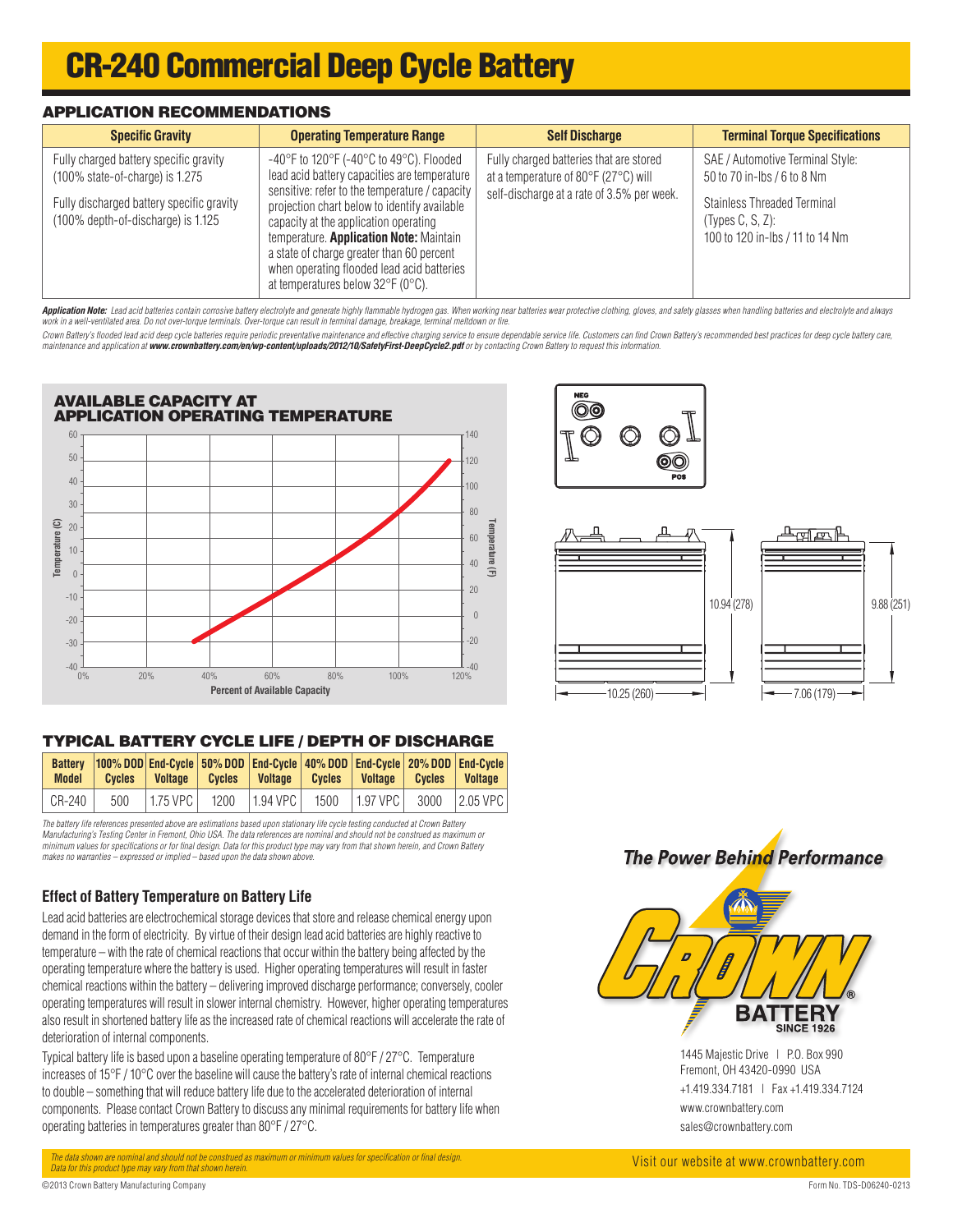# CR-240 Commercial Deep Cycle Battery

## APPLICATION RECOMMENDATIONS

| Specific Gravity | Operating Temperature Range | Self Discharge | Terminal Torque Specifications |
|---|---|---|---|
| Fully charged battery specific gravity (100% state-of-charge) is 1.275<br><br>Fully discharged battery specific gravity (100% depth-of-discharge) is 1.125 | -40°F to 120°F (-40°C to 49°C). Flooded lead acid battery capacities are temperature sensitive: refer to the temperature / capacity projection chart below to identify available capacity at the application operating temperature. **Application Note:** Maintain a state of charge greater than 60 percent when operating flooded lead acid batteries at temperatures below 32°F (0°C). | Fully charged batteries that are stored at a temperature of 80°F (27°C) will self-discharge at a rate of 3.5% per week. | SAE / Automotive Terminal Style: 50 to 70 in-lbs / 6 to 8 Nm<br><br>Stainless Threaded Terminal (Types C, S, Z): 100 to 120 in-lbs / 11 to 14 Nm |

***Application Note:*** *Lead acid batteries contain corrosive battery electrolyte and generate highly flammable hydrogen gas. When working near batteries wear protective clothing, gloves, and safety glasses when handling batteries and electrolyte and always work in a well-ventilated area. Do not over-torque terminals. Over-torque can result in terminal damage, breakage, terminal meltdown or fire.*

*Crown Battery's flooded lead acid deep cycle batteries require periodic preventative maintenance and effective charging service to ensure dependable service life. Customers can find Crown Battery's recommended best practices for deep cycle battery care, maintenance and application at* ***www.crownbattery.com/en/wp-content/uploads/2012/10/SafetyFirst-DeepCycle2.pdf*** *or by contacting Crown Battery to request this information.*

## AVAILABLE CAPACITY AT APPLICATION OPERATING TEMPERATURE

Temperature (C): 60, 50, 40, 30, 20, 10, 0, -10, -20, -30, -40

Temperature (F): 140, 120, 100, 80, 60, 40, 20, 0, -20, -40

Percent of Available Capacity: 0%, 20%, 40%, 60%, 80%, 100%, 120%

NEG

POS

10.94 (278)

9.88 (251)

10.25 (260)

7.06 (179)

## TYPICAL BATTERY CYCLE LIFE / DEPTH OF DISCHARGE

| Battery Model | 100% DOD Cycles | End-Cycle Voltage | 50% DOD Cycles | End-Cycle Voltage | 40% DOD Cycles | End-Cycle Voltage | 20% DOD Cycles | End-Cycle Voltage |
|---|---|---|---|---|---|---|---|---|
| CR-240 | 500 | 1.75 VPC | 1200 | 1.94 VPC | 1500 | 1.97 VPC | 3000 | 2.05 VPC |

*The battery life references presented above are estimations based upon stationary life cycle testing conducted at Crown Battery Manufacturing's Testing Center in Fremont, Ohio USA. The data references are nominal and should not be construed as maximum or minimum values for specifications or for final design. Data for this product type may vary from that shown herein, and Crown Battery makes no warranties – expressed or implied – based upon the data shown above.*

### Effect of Battery Temperature on Battery Life

Lead acid batteries are electrochemical storage devices that store and release chemical energy upon demand in the form of electricity. By virtue of their design lead acid batteries are highly reactive to temperature – with the rate of chemical reactions that occur within the battery being affected by the operating temperature where the battery is used. Higher operating temperatures will result in faster chemical reactions within the battery – delivering improved discharge performance; conversely, cooler operating temperatures will result in slower internal chemistry. However, higher operating temperatures also result in shortened battery life as the increased rate of chemical reactions will accelerate the rate of deterioration of internal components.

Typical battery life is based upon a baseline operating temperature of 80°F / 27°C. Temperature increases of 15°F / 10°C over the baseline will cause the battery's rate of internal chemical reactions to double – something that will reduce battery life due to the accelerated deterioration of internal components. Please contact Crown Battery to discuss any minimal requirements for battery life when operating batteries in temperatures greater than 80°F / 27°C.

*The Power Behind Performance*

CROWN BATTERY SINCE 1926

1445 Majestic Drive | P.O. Box 990
Fremont, OH 43420-0990 USA
+1.419.334.7181 | Fax +1.419.334.7124
www.crownbattery.com
sales@crownbattery.com

*The data shown are nominal and should not be construed as maximum or minimum values for specification or final design. Data for this product type may vary from that shown herein.*

Visit our website at www.crownbattery.com

©2013 Crown Battery Manufacturing Company

Form No. TDS-D06240-0213